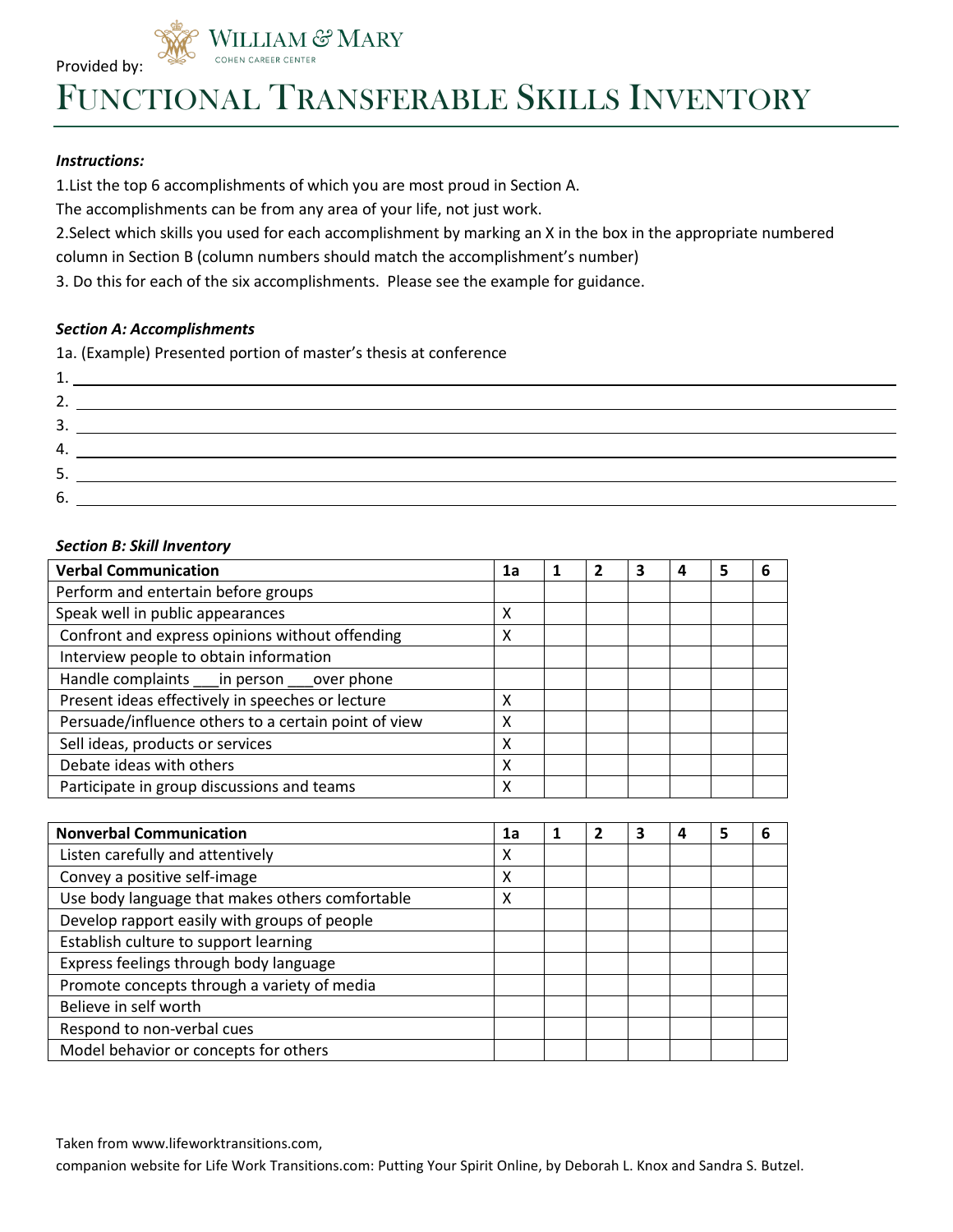Provided by: William & Mary Cohen Career Center

# Functional Transferable Skills Inventory

***Instructions:***

1. List the top 6 accomplishments of which you are most proud in Section A.
The accomplishments can be from any area of your life, not just work.
2. Select which skills you used for each accomplishment by marking an X in the box in the appropriate numbered column in Section B (column numbers should match the accomplishment's number)
3. Do this for each of the six accomplishments. Please see the example for guidance.

***Section A: Accomplishments***

1a. (Example) Presented portion of master's thesis at conference

1. ______________________________
2. ______________________________
3. ______________________________
4. ______________________________
5. ______________________________
6. ______________________________

***Section B: Skill Inventory***

| **Verbal Communication** | **1a** | **1** | **2** | **3** | **4** | **5** | **6** |
|---|---|---|---|---|---|---|---|
| Perform and entertain before groups | | | | | | | |
| Speak well in public appearances | X | | | | | | |
| Confront and express opinions without offending | X | | | | | | |
| Interview people to obtain information | | | | | | | |
| Handle complaints ___in person ___over phone | | | | | | | |
| Present ideas effectively in speeches or lecture | X | | | | | | |
| Persuade/influence others to a certain point of view | X | | | | | | |
| Sell ideas, products or services | X | | | | | | |
| Debate ideas with others | X | | | | | | |
| Participate in group discussions and teams | X | | | | | | |

| **Nonverbal Communication** | **1a** | **1** | **2** | **3** | **4** | **5** | **6** |
|---|---|---|---|---|---|---|---|
| Listen carefully and attentively | X | | | | | | |
| Convey a positive self-image | X | | | | | | |
| Use body language that makes others comfortable | X | | | | | | |
| Develop rapport easily with groups of people | | | | | | | |
| Establish culture to support learning | | | | | | | |
| Express feelings through body language | | | | | | | |
| Promote concepts through a variety of media | | | | | | | |
| Believe in self worth | | | | | | | |
| Respond to non-verbal cues | | | | | | | |
| Model behavior or concepts for others | | | | | | | |

Taken from www.lifeworktransitions.com,
companion website for Life Work Transitions.com: Putting Your Spirit Online, by Deborah L. Knox and Sandra S. Butzel.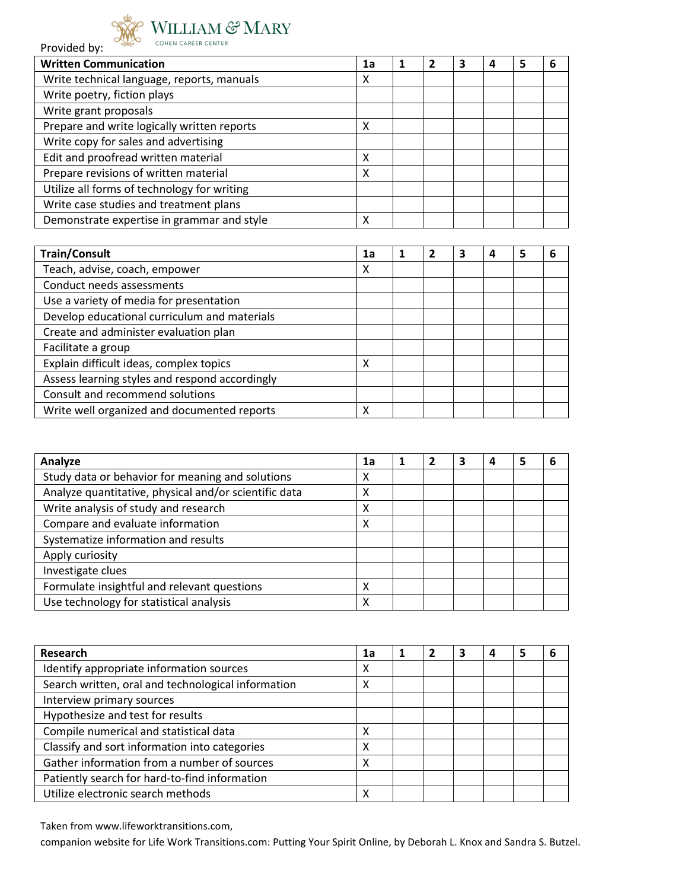Provided by: WILLIAM & MARY COHEN CAREER CENTER

| Written Communication | 1a | 1 | 2 | 3 | 4 | 5 | 6 |
|---|---|---|---|---|---|---|---|
| Write technical language, reports, manuals | X | | | | | | |
| Write poetry, fiction plays | | | | | | | |
| Write grant proposals | | | | | | | |
| Prepare and write logically written reports | X | | | | | | |
| Write copy for sales and advertising | | | | | | | |
| Edit and proofread written material | X | | | | | | |
| Prepare revisions of written material | X | | | | | | |
| Utilize all forms of technology for writing | | | | | | | |
| Write case studies and treatment plans | | | | | | | |
| Demonstrate expertise in grammar and style | X | | | | | | |

| Train/Consult | 1a | 1 | 2 | 3 | 4 | 5 | 6 |
|---|---|---|---|---|---|---|---|
| Teach, advise, coach, empower | X | | | | | | |
| Conduct needs assessments | | | | | | | |
| Use a variety of media for presentation | | | | | | | |
| Develop educational curriculum and materials | | | | | | | |
| Create and administer evaluation plan | | | | | | | |
| Facilitate a group | | | | | | | |
| Explain difficult ideas, complex topics | X | | | | | | |
| Assess learning styles and respond accordingly | | | | | | | |
| Consult and recommend solutions | | | | | | | |
| Write well organized and documented reports | X | | | | | | |

| Analyze | 1a | 1 | 2 | 3 | 4 | 5 | 6 |
|---|---|---|---|---|---|---|---|
| Study data or behavior for meaning and solutions | X | | | | | | |
| Analyze quantitative, physical and/or scientific data | X | | | | | | |
| Write analysis of study and research | X | | | | | | |
| Compare and evaluate information | X | | | | | | |
| Systematize information and results | | | | | | | |
| Apply curiosity | | | | | | | |
| Investigate clues | | | | | | | |
| Formulate insightful and relevant questions | X | | | | | | |
| Use technology for statistical analysis | X | | | | | | |

| Research | 1a | 1 | 2 | 3 | 4 | 5 | 6 |
|---|---|---|---|---|---|---|---|
| Identify appropriate information sources | X | | | | | | |
| Search written, oral and technological information | X | | | | | | |
| Interview primary sources | | | | | | | |
| Hypothesize and test for results | | | | | | | |
| Compile numerical and statistical data | X | | | | | | |
| Classify and sort information into categories | X | | | | | | |
| Gather information from a number of sources | X | | | | | | |
| Patiently search for hard-to-find information | | | | | | | |
| Utilize electronic search methods | X | | | | | | |

Taken from www.lifeworktransitions.com,
companion website for Life Work Transitions.com: Putting Your Spirit Online, by Deborah L. Knox and Sandra S. Butzel.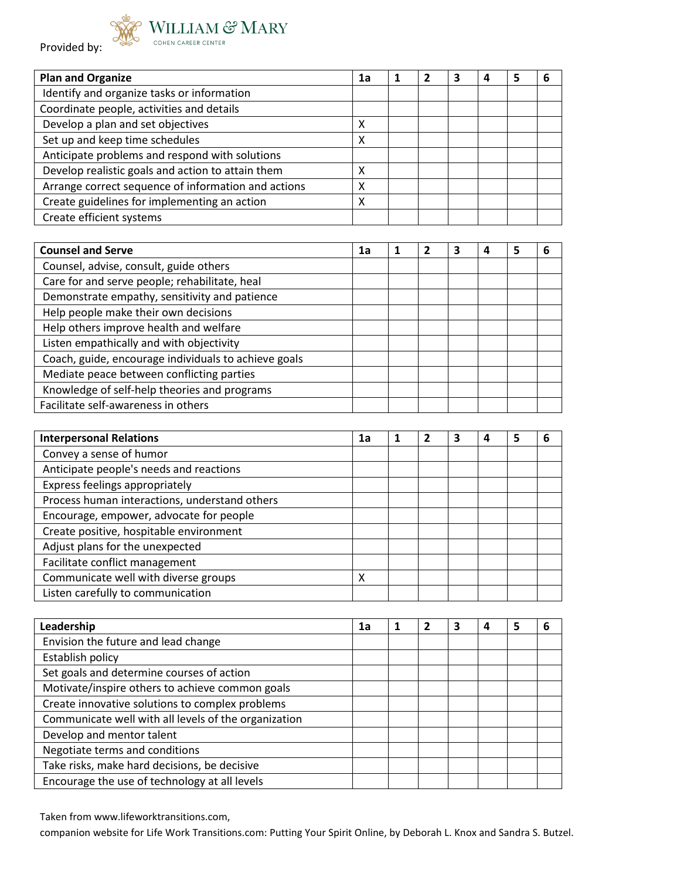Provided by: WILLIAM & MARY COHEN CAREER CENTER

| Plan and Organize | 1a | 1 | 2 | 3 | 4 | 5 | 6 |
|---|---|---|---|---|---|---|---|
| Identify and organize tasks or information | | | | | | | |
| Coordinate people, activities and details | | | | | | | |
| Develop a plan and set objectives | X | | | | | | |
| Set up and keep time schedules | X | | | | | | |
| Anticipate problems and respond with solutions | | | | | | | |
| Develop realistic goals and action to attain them | X | | | | | | |
| Arrange correct sequence of information and actions | X | | | | | | |
| Create guidelines for implementing an action | X | | | | | | |
| Create efficient systems | | | | | | | |

| Counsel and Serve | 1a | 1 | 2 | 3 | 4 | 5 | 6 |
|---|---|---|---|---|---|---|---|
| Counsel, advise, consult, guide others | | | | | | | |
| Care for and serve people; rehabilitate, heal | | | | | | | |
| Demonstrate empathy, sensitivity and patience | | | | | | | |
| Help people make their own decisions | | | | | | | |
| Help others improve health and welfare | | | | | | | |
| Listen empathically and with objectivity | | | | | | | |
| Coach, guide, encourage individuals to achieve goals | | | | | | | |
| Mediate peace between conflicting parties | | | | | | | |
| Knowledge of self-help theories and programs | | | | | | | |
| Facilitate self-awareness in others | | | | | | | |

| Interpersonal Relations | 1a | 1 | 2 | 3 | 4 | 5 | 6 |
|---|---|---|---|---|---|---|---|
| Convey a sense of humor | | | | | | | |
| Anticipate people's needs and reactions | | | | | | | |
| Express feelings appropriately | | | | | | | |
| Process human interactions, understand others | | | | | | | |
| Encourage, empower, advocate for people | | | | | | | |
| Create positive, hospitable environment | | | | | | | |
| Adjust plans for the unexpected | | | | | | | |
| Facilitate conflict management | | | | | | | |
| Communicate well with diverse groups | X | | | | | | |
| Listen carefully to communication | | | | | | | |

| Leadership | 1a | 1 | 2 | 3 | 4 | 5 | 6 |
|---|---|---|---|---|---|---|---|
| Envision the future and lead change | | | | | | | |
| Establish policy | | | | | | | |
| Set goals and determine courses of action | | | | | | | |
| Motivate/inspire others to achieve common goals | | | | | | | |
| Create innovative solutions to complex problems | | | | | | | |
| Communicate well with all levels of the organization | | | | | | | |
| Develop and mentor talent | | | | | | | |
| Negotiate terms and conditions | | | | | | | |
| Take risks, make hard decisions, be decisive | | | | | | | |
| Encourage the use of technology at all levels | | | | | | | |

Taken from www.lifeworktransitions.com,
companion website for Life Work Transitions.com: Putting Your Spirit Online, by Deborah L. Knox and Sandra S. Butzel.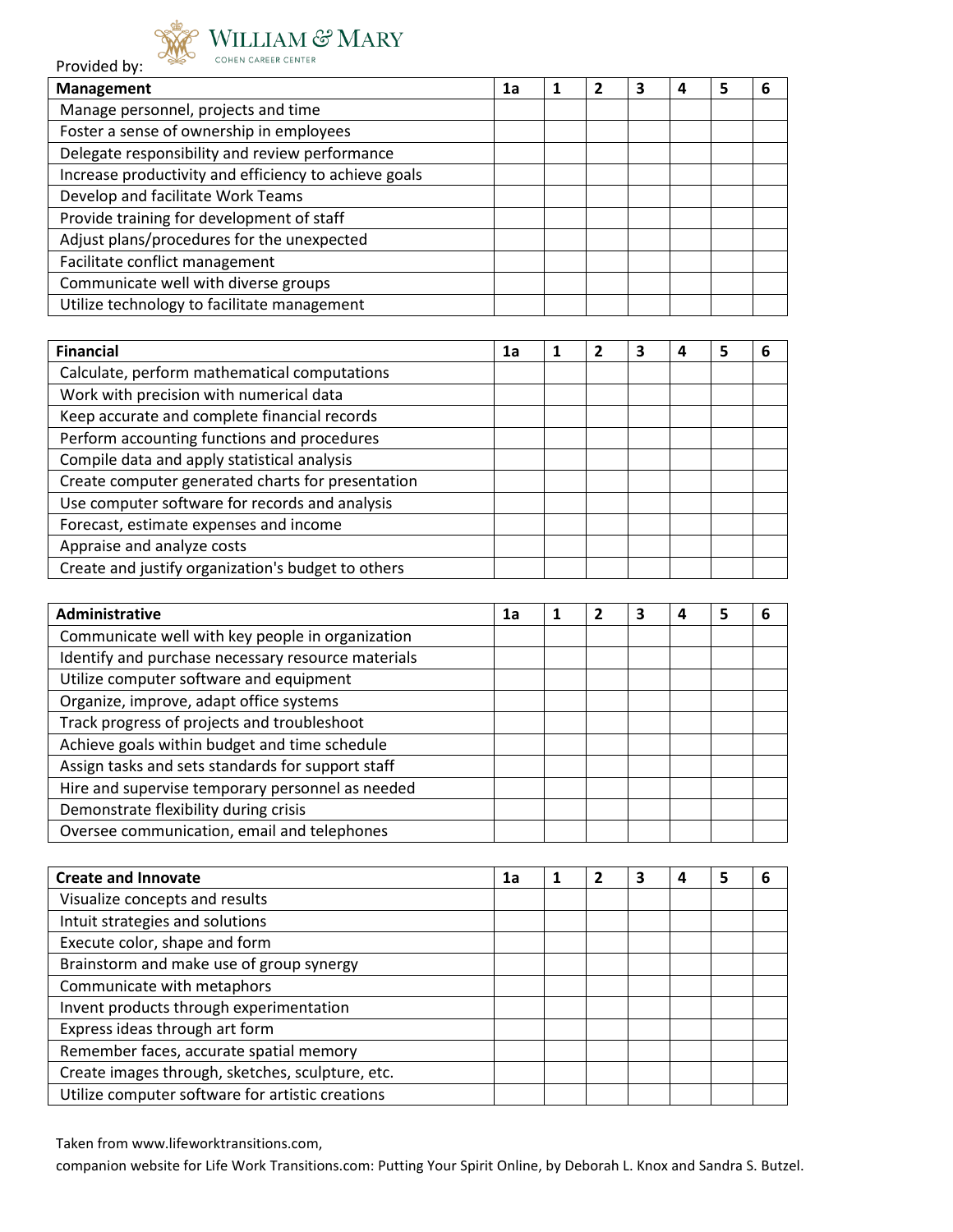Provided by: WILLIAM & MARY COHEN CAREER CENTER

| Management | 1a | 1 | 2 | 3 | 4 | 5 | 6 |
|---|---|---|---|---|---|---|---|
| Manage personnel, projects and time | | | | | | | |
| Foster a sense of ownership in employees | | | | | | | |
| Delegate responsibility and review performance | | | | | | | |
| Increase productivity and efficiency to achieve goals | | | | | | | |
| Develop and facilitate Work Teams | | | | | | | |
| Provide training for development of staff | | | | | | | |
| Adjust plans/procedures for the unexpected | | | | | | | |
| Facilitate conflict management | | | | | | | |
| Communicate well with diverse groups | | | | | | | |
| Utilize technology to facilitate management | | | | | | | |

| Financial | 1a | 1 | 2 | 3 | 4 | 5 | 6 |
|---|---|---|---|---|---|---|---|
| Calculate, perform mathematical computations | | | | | | | |
| Work with precision with numerical data | | | | | | | |
| Keep accurate and complete financial records | | | | | | | |
| Perform accounting functions and procedures | | | | | | | |
| Compile data and apply statistical analysis | | | | | | | |
| Create computer generated charts for presentation | | | | | | | |
| Use computer software for records and analysis | | | | | | | |
| Forecast, estimate expenses and income | | | | | | | |
| Appraise and analyze costs | | | | | | | |
| Create and justify organization's budget to others | | | | | | | |

| Administrative | 1a | 1 | 2 | 3 | 4 | 5 | 6 |
|---|---|---|---|---|---|---|---|
| Communicate well with key people in organization | | | | | | | |
| Identify and purchase necessary resource materials | | | | | | | |
| Utilize computer software and equipment | | | | | | | |
| Organize, improve, adapt office systems | | | | | | | |
| Track progress of projects and troubleshoot | | | | | | | |
| Achieve goals within budget and time schedule | | | | | | | |
| Assign tasks and sets standards for support staff | | | | | | | |
| Hire and supervise temporary personnel as needed | | | | | | | |
| Demonstrate flexibility during crisis | | | | | | | |
| Oversee communication, email and telephones | | | | | | | |

| Create and Innovate | 1a | 1 | 2 | 3 | 4 | 5 | 6 |
|---|---|---|---|---|---|---|---|
| Visualize concepts and results | | | | | | | |
| Intuit strategies and solutions | | | | | | | |
| Execute color, shape and form | | | | | | | |
| Brainstorm and make use of group synergy | | | | | | | |
| Communicate with metaphors | | | | | | | |
| Invent products through experimentation | | | | | | | |
| Express ideas through art form | | | | | | | |
| Remember faces, accurate spatial memory | | | | | | | |
| Create images through, sketches, sculpture, etc. | | | | | | | |
| Utilize computer software for artistic creations | | | | | | | |

Taken from www.lifeworktransitions.com,
companion website for Life Work Transitions.com: Putting Your Spirit Online, by Deborah L. Knox and Sandra S. Butzel.